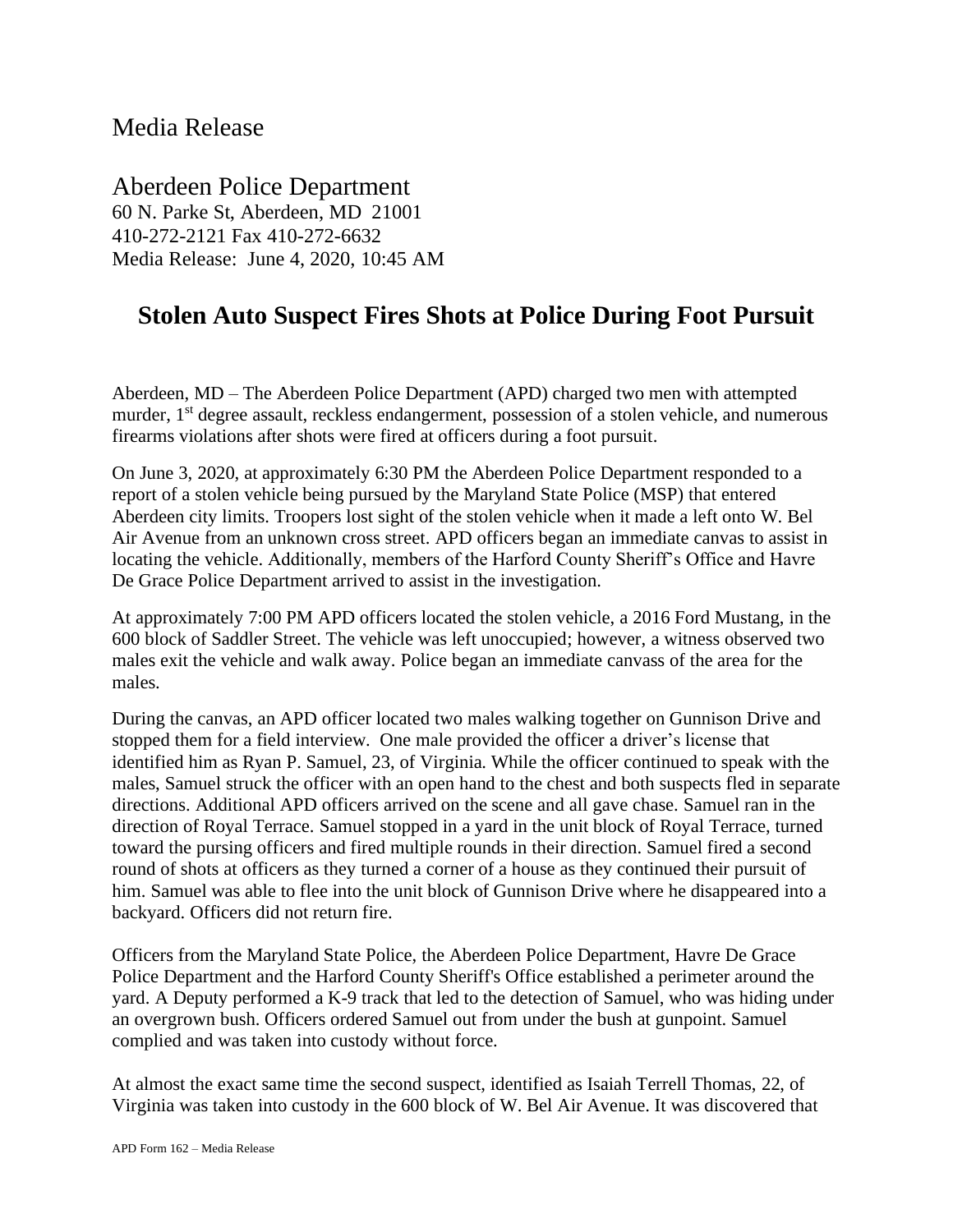Media Release

Aberdeen Police Department
60 N. Parke St, Aberdeen, MD 21001
410-272-2121 Fax 410-272-6632
Media Release: June 4, 2020, 10:45 AM

## Stolen Auto Suspect Fires Shots at Police During Foot Pursuit

Aberdeen, MD – The Aberdeen Police Department (APD) charged two men with attempted murder, 1st degree assault, reckless endangerment, possession of a stolen vehicle, and numerous firearms violations after shots were fired at officers during a foot pursuit.

On June 3, 2020, at approximately 6:30 PM the Aberdeen Police Department responded to a report of a stolen vehicle being pursued by the Maryland State Police (MSP) that entered Aberdeen city limits. Troopers lost sight of the stolen vehicle when it made a left onto W. Bel Air Avenue from an unknown cross street. APD officers began an immediate canvas to assist in locating the vehicle. Additionally, members of the Harford County Sheriff's Office and Havre De Grace Police Department arrived to assist in the investigation.

At approximately 7:00 PM APD officers located the stolen vehicle, a 2016 Ford Mustang, in the 600 block of Saddler Street. The vehicle was left unoccupied; however, a witness observed two males exit the vehicle and walk away. Police began an immediate canvass of the area for the males.

During the canvas, an APD officer located two males walking together on Gunnison Drive and stopped them for a field interview. One male provided the officer a driver's license that identified him as Ryan P. Samuel, 23, of Virginia. While the officer continued to speak with the males, Samuel struck the officer with an open hand to the chest and both suspects fled in separate directions. Additional APD officers arrived on the scene and all gave chase. Samuel ran in the direction of Royal Terrace. Samuel stopped in a yard in the unit block of Royal Terrace, turned toward the pursing officers and fired multiple rounds in their direction. Samuel fired a second round of shots at officers as they turned a corner of a house as they continued their pursuit of him. Samuel was able to flee into the unit block of Gunnison Drive where he disappeared into a backyard. Officers did not return fire.

Officers from the Maryland State Police, the Aberdeen Police Department, Havre De Grace Police Department and the Harford County Sheriff's Office established a perimeter around the yard. A Deputy performed a K-9 track that led to the detection of Samuel, who was hiding under an overgrown bush. Officers ordered Samuel out from under the bush at gunpoint. Samuel complied and was taken into custody without force.

At almost the exact same time the second suspect, identified as Isaiah Terrell Thomas, 22, of Virginia was taken into custody in the 600 block of W. Bel Air Avenue. It was discovered that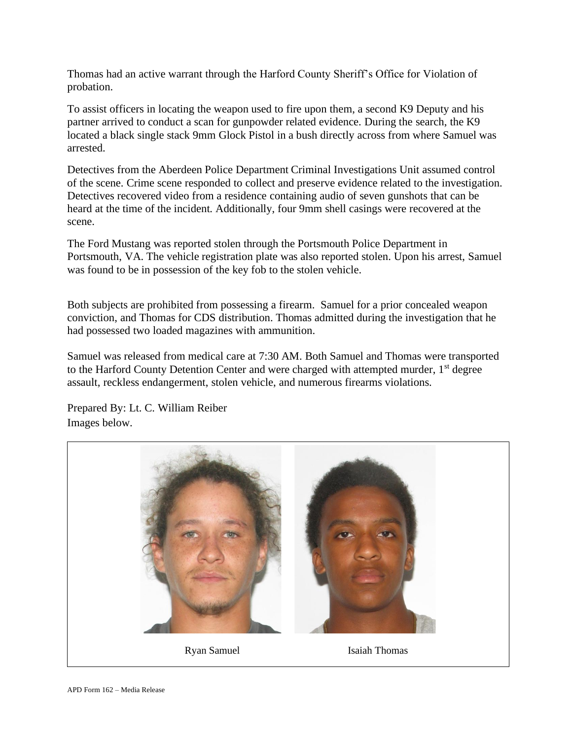Thomas had an active warrant through the Harford County Sheriff's Office for Violation of probation.

To assist officers in locating the weapon used to fire upon them, a second K9 Deputy and his partner arrived to conduct a scan for gunpowder related evidence. During the search, the K9 located a black single stack 9mm Glock Pistol in a bush directly across from where Samuel was arrested.

Detectives from the Aberdeen Police Department Criminal Investigations Unit assumed control of the scene. Crime scene responded to collect and preserve evidence related to the investigation. Detectives recovered video from a residence containing audio of seven gunshots that can be heard at the time of the incident. Additionally, four 9mm shell casings were recovered at the scene.

The Ford Mustang was reported stolen through the Portsmouth Police Department in Portsmouth, VA. The vehicle registration plate was also reported stolen. Upon his arrest, Samuel was found to be in possession of the key fob to the stolen vehicle.

Both subjects are prohibited from possessing a firearm. Samuel for a prior concealed weapon conviction, and Thomas for CDS distribution. Thomas admitted during the investigation that he had possessed two loaded magazines with ammunition.

Samuel was released from medical care at 7:30 AM. Both Samuel and Thomas were transported to the Harford County Detention Center and were charged with attempted murder, 1st degree assault, reckless endangerment, stolen vehicle, and numerous firearms violations.

Prepared By: Lt. C. William Reiber

Images below.

Ryan Samuel

Isaiah Thomas

APD Form 162 – Media Release